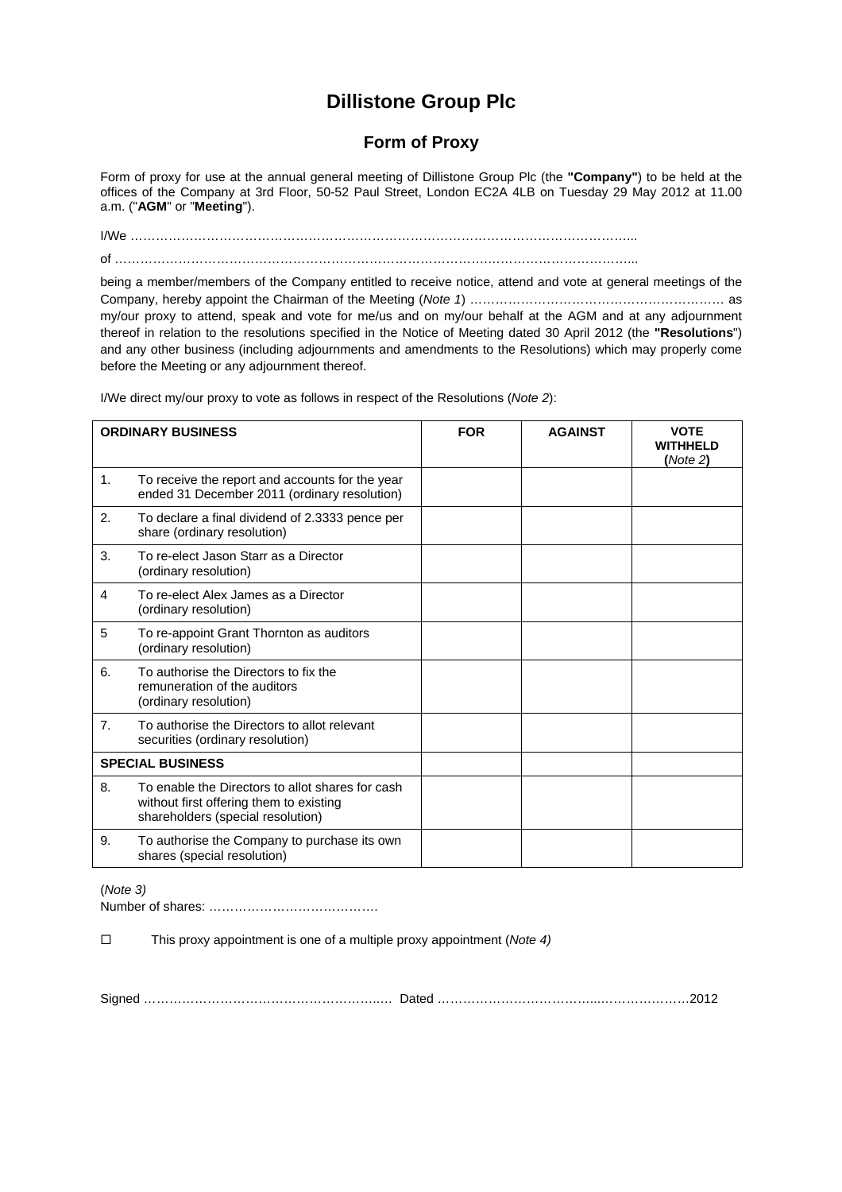# Dillistone Group Plc

## Form of Proxy

Form of proxy for use at the annual general meeting of Dillistone Group Plc (the **"Company"**) to be held at the offices of the Company at 3rd Floor, 50-52 Paul Street, London EC2A 4LB on Tuesday 29 May 2012 at 11.00 a.m. ("**AGM**" or "**Meeting**").

I/We ………………………………………………………………………………………………………...

of ……………………………………………………………………………………………………………...

being a member/members of the Company entitled to receive notice, attend and vote at general meetings of the Company, hereby appoint the Chairman of the Meeting (*Note 1*) …………………………………………………… as my/our proxy to attend, speak and vote for me/us and on my/our behalf at the AGM and at any adjournment thereof in relation to the resolutions specified in the Notice of Meeting dated 30 April 2012 (the **"Resolutions"**) and any other business (including adjournments and amendments to the Resolutions) which may properly come before the Meeting or any adjournment thereof.

I/We direct my/our proxy to vote as follows in respect of the Resolutions (*Note 2*):

| **ORDINARY BUSINESS** | | **FOR** | **AGAINST** | **VOTE WITHHELD (*Note 2*)** |
|---|---|---|---|---|
| 1. | To receive the report and accounts for the year ended 31 December 2011 (ordinary resolution) | | | |
| 2. | To declare a final dividend of 2.3333 pence per share (ordinary resolution) | | | |
| 3. | To re-elect Jason Starr as a Director (ordinary resolution) | | | |
| 4 | To re-elect Alex James as a Director (ordinary resolution) | | | |
| 5 | To re-appoint Grant Thornton as auditors (ordinary resolution) | | | |
| 6. | To authorise the Directors to fix the remuneration of the auditors (ordinary resolution) | | | |
| 7. | To authorise the Directors to allot relevant securities (ordinary resolution) | | | |
| **SPECIAL BUSINESS** | | | | |
| 8. | To enable the Directors to allot shares for cash without first offering them to existing shareholders (special resolution) | | | |
| 9. | To authorise the Company to purchase its own shares (special resolution) | | | |

(*Note 3)*
Number of shares: ………………………………….

☐ This proxy appointment is one of a multiple proxy appointment (*Note 4)*

Signed …………………………………………………..… Dated ………………………………...…………………2012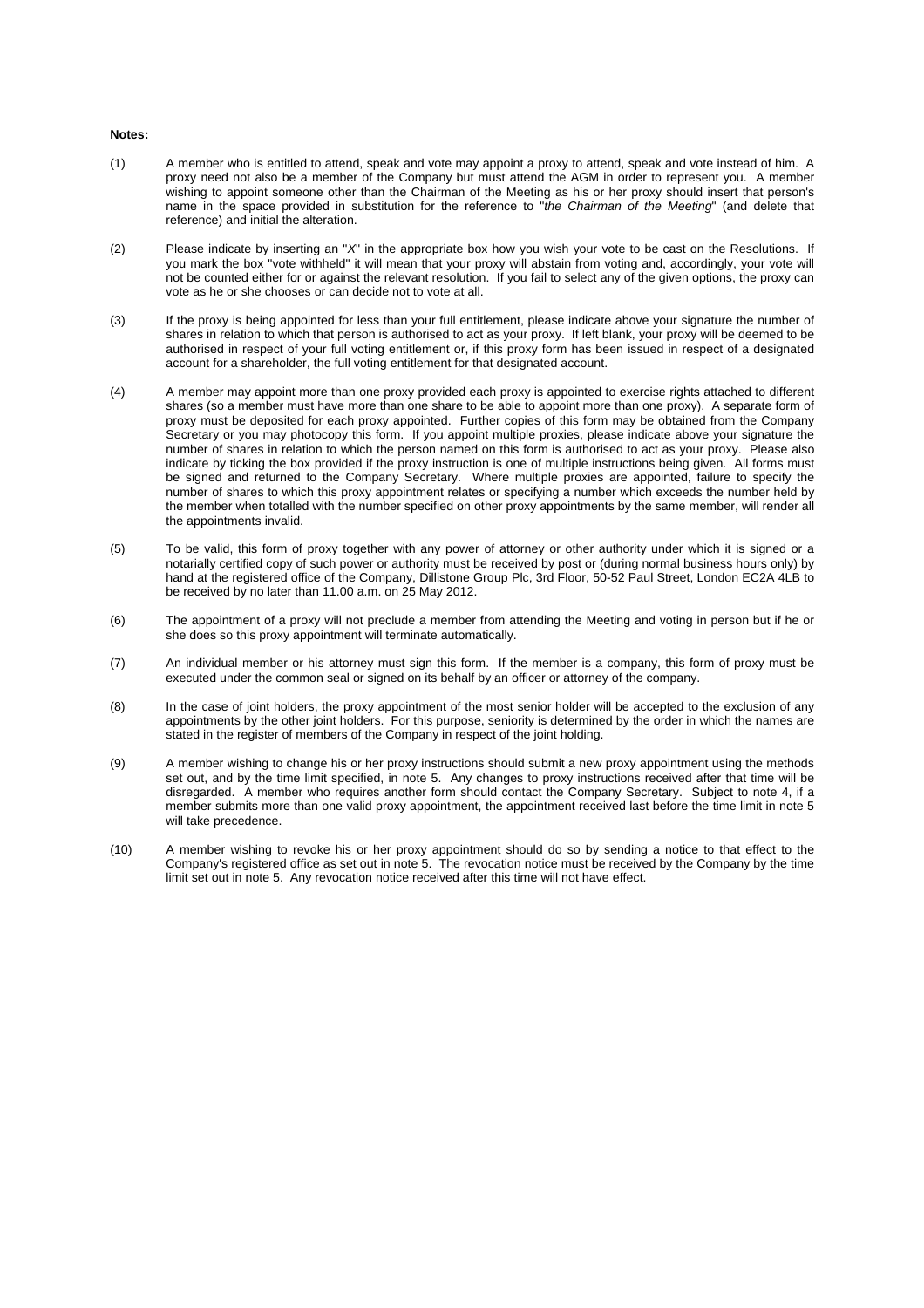**Notes:**

(1) A member who is entitled to attend, speak and vote may appoint a proxy to attend, speak and vote instead of him. A proxy need not also be a member of the Company but must attend the AGM in order to represent you. A member wishing to appoint someone other than the Chairman of the Meeting as his or her proxy should insert that person's name in the space provided in substitution for the reference to "*the Chairman of the Meeting*" (and delete that reference) and initial the alteration.

(2) Please indicate by inserting an "*X*" in the appropriate box how you wish your vote to be cast on the Resolutions. If you mark the box "vote withheld" it will mean that your proxy will abstain from voting and, accordingly, your vote will not be counted either for or against the relevant resolution. If you fail to select any of the given options, the proxy can vote as he or she chooses or can decide not to vote at all.

(3) If the proxy is being appointed for less than your full entitlement, please indicate above your signature the number of shares in relation to which that person is authorised to act as your proxy. If left blank, your proxy will be deemed to be authorised in respect of your full voting entitlement or, if this proxy form has been issued in respect of a designated account for a shareholder, the full voting entitlement for that designated account.

(4) A member may appoint more than one proxy provided each proxy is appointed to exercise rights attached to different shares (so a member must have more than one share to be able to appoint more than one proxy). A separate form of proxy must be deposited for each proxy appointed. Further copies of this form may be obtained from the Company Secretary or you may photocopy this form. If you appoint multiple proxies, please indicate above your signature the number of shares in relation to which the person named on this form is authorised to act as your proxy. Please also indicate by ticking the box provided if the proxy instruction is one of multiple instructions being given. All forms must be signed and returned to the Company Secretary. Where multiple proxies are appointed, failure to specify the number of shares to which this proxy appointment relates or specifying a number which exceeds the number held by the member when totalled with the number specified on other proxy appointments by the same member, will render all the appointments invalid.

(5) To be valid, this form of proxy together with any power of attorney or other authority under which it is signed or a notarially certified copy of such power or authority must be received by post or (during normal business hours only) by hand at the registered office of the Company, Dillistone Group Plc, 3rd Floor, 50-52 Paul Street, London EC2A 4LB to be received by no later than 11.00 a.m. on 25 May 2012.

(6) The appointment of a proxy will not preclude a member from attending the Meeting and voting in person but if he or she does so this proxy appointment will terminate automatically.

(7) An individual member or his attorney must sign this form. If the member is a company, this form of proxy must be executed under the common seal or signed on its behalf by an officer or attorney of the company.

(8) In the case of joint holders, the proxy appointment of the most senior holder will be accepted to the exclusion of any appointments by the other joint holders. For this purpose, seniority is determined by the order in which the names are stated in the register of members of the Company in respect of the joint holding.

(9) A member wishing to change his or her proxy instructions should submit a new proxy appointment using the methods set out, and by the time limit specified, in note 5. Any changes to proxy instructions received after that time will be disregarded. A member who requires another form should contact the Company Secretary. Subject to note 4, if a member submits more than one valid proxy appointment, the appointment received last before the time limit in note 5 will take precedence.

(10) A member wishing to revoke his or her proxy appointment should do so by sending a notice to that effect to the Company's registered office as set out in note 5. The revocation notice must be received by the Company by the time limit set out in note 5. Any revocation notice received after this time will not have effect.